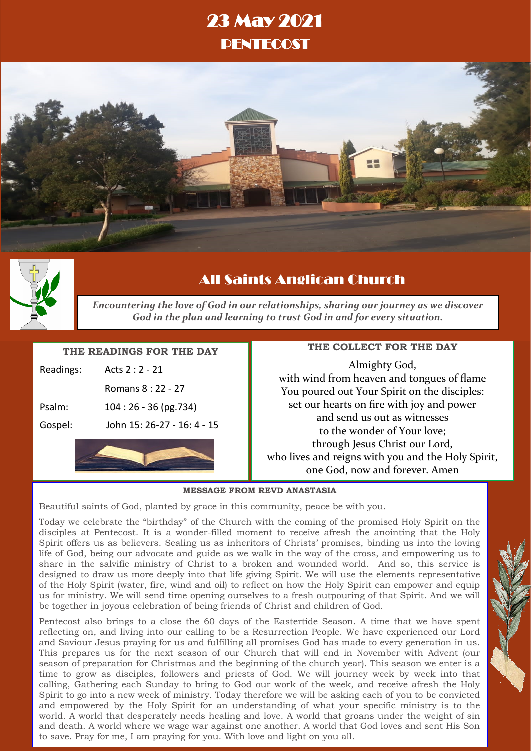# 23 May 2021
# PENTECOST

## All Saints Anglican Church

*Encountering the love of God in our relationships, sharing our journey as we discover God in the plan and learning to trust God in and for every situation.*

### THE READINGS FOR THE DAY

| | |
|---|---|
| Readings: | Acts 2 : 2 - 21 |
| | Romans 8 : 22 - 27 |
| Psalm: | 104 : 26 - 36 (pg.734) |
| Gospel: | John 15: 26-27 - 16: 4 - 15 |

### THE COLLECT FOR THE DAY

Almighty God,
with wind from heaven and tongues of flame
You poured out Your Spirit on the disciples:
set our hearts on fire with joy and power
and send us out as witnesses
to the wonder of Your love;
through Jesus Christ our Lord,
who lives and reigns with you and the Holy Spirit,
one God, now and forever. Amen

### MESSAGE FROM REVD ANASTASIA

Beautiful saints of God, planted by grace in this community, peace be with you.

Today we celebrate the "birthday" of the Church with the coming of the promised Holy Spirit on the disciples at Pentecost. It is a wonder-filled moment to receive afresh the anointing that the Holy Spirit offers us as believers. Sealing us as inheritors of Christs' promises, binding us into the loving life of God, being our advocate and guide as we walk in the way of the cross, and empowering us to share in the salvific ministry of Christ to a broken and wounded world. And so, this service is designed to draw us more deeply into that life giving Spirit. We will use the elements representative of the Holy Spirit (water, fire, wind and oil) to reflect on how the Holy Spirit can empower and equip us for ministry. We will send time opening ourselves to a fresh outpouring of that Spirit. And we will be together in joyous celebration of being friends of Christ and children of God.

Pentecost also brings to a close the 60 days of the Eastertide Season. A time that we have spent reflecting on, and living into our calling to be a Resurrection People. We have experienced our Lord and Saviour Jesus praying for us and fulfilling all promises God has made to every generation in us. This prepares us for the next season of our Church that will end in November with Advent (our season of preparation for Christmas and the beginning of the church year). This season we enter is a time to grow as disciples, followers and priests of God. We will journey week by week into that calling, Gathering each Sunday to bring to God our work of the week, and receive afresh the Holy Spirit to go into a new week of ministry. Today therefore we will be asking each of you to be convicted and empowered by the Holy Spirit for an understanding of what your specific ministry is to the world. A world that desperately needs healing and love. A world that groans under the weight of sin and death. A world where we wage war against one another. A world that God loves and sent His Son to save. Pray for me, I am praying for you. With love and light on you all.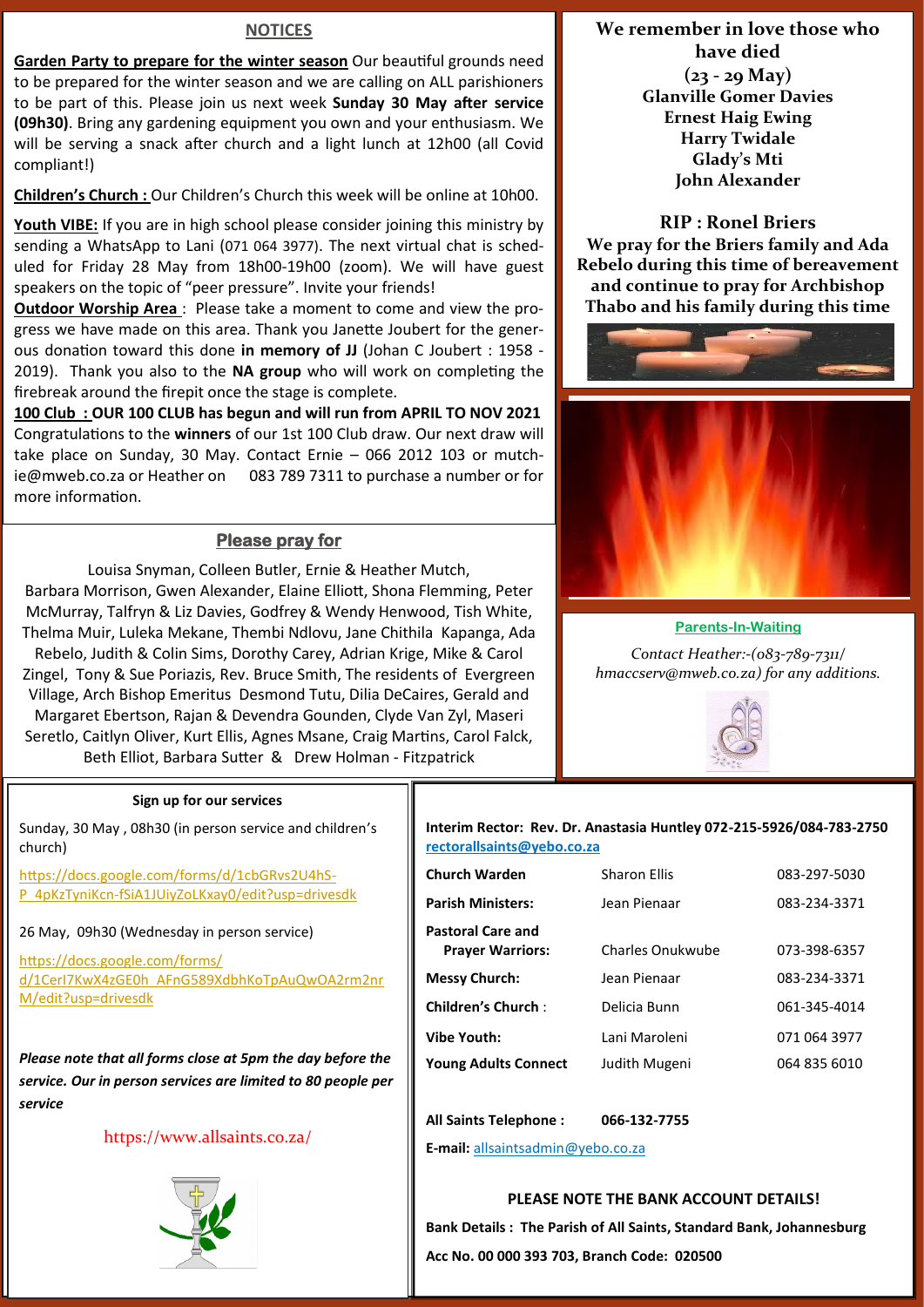## NOTICES

**Garden Party to prepare for the winter season** Our beautiful grounds need to be prepared for the winter season and we are calling on ALL parishioners to be part of this. Please join us next week **Sunday 30 May after service (09h30)**. Bring any gardening equipment you own and your enthusiasm. We will be serving a snack after church and a light lunch at 12h00 (all Covid compliant!)

**Children's Church :** Our Children's Church this week will be online at 10h00.

**Youth VIBE:** If you are in high school please consider joining this ministry by sending a WhatsApp to Lani (071 064 3977). The next virtual chat is scheduled for Friday 28 May from 18h00-19h00 (zoom). We will have guest speakers on the topic of "peer pressure". Invite your friends!

**Outdoor Worship Area** : Please take a moment to come and view the progress we have made on this area. Thank you Janette Joubert for the generous donation toward this done **in memory of JJ** (Johan C Joubert : 1958 - 2019). Thank you also to the **NA group** who will work on completing the firebreak around the firepit once the stage is complete.

**100 Club : OUR 100 CLUB has begun and will run from APRIL TO NOV 2021** Congratulations to the **winners** of our 1st 100 Club draw. Our next draw will take place on Sunday, 30 May. Contact Ernie – 066 2012 103 or mutchie@mweb.co.za or Heather on 083 789 7311 to purchase a number or for more information.

## Please pray for

Louisa Snyman, Colleen Butler, Ernie & Heather Mutch, Barbara Morrison, Gwen Alexander, Elaine Elliott, Shona Flemming, Peter McMurray, Talfryn & Liz Davies, Godfrey & Wendy Henwood, Tish White, Thelma Muir, Luleka Mekane, Thembi Ndlovu, Jane Chithila Kapanga, Ada Rebelo, Judith & Colin Sims, Dorothy Carey, Adrian Krige, Mike & Carol Zingel, Tony & Sue Poriazis, Rev. Bruce Smith, The residents of Evergreen Village, Arch Bishop Emeritus Desmond Tutu, Dilia DeCaires, Gerald and Margaret Ebertson, Rajan & Devendra Gounden, Clyde Van Zyl, Maseri Seretlo, Caitlyn Oliver, Kurt Ellis, Agnes Msane, Craig Martins, Carol Falck, Beth Elliot, Barbara Sutter & Drew Holman - Fitzpatrick

**We remember in love those who have died (23 - 29 May)**
**Glanville Gomer Davies**
**Ernest Haig Ewing**
**Harry Twidale**
**Glady's Mti**
**John Alexander**

**RIP : Ronel Briers**
**We pray for the Briers family and Ada Rebelo during this time of bereavement and continue to pray for Archbishop Thabo and his family during this time**

### Parents-In-Waiting

*Contact Heather:-(083-789-7311/ hmaccserv@mweb.co.za) for any additions.*

### Sign up for our services

Sunday, 30 May , 08h30 (in person service and children's church)

https://docs.google.com/forms/d/1cbGRvs2U4hS-P_4pKzTyniKcn-fSiA1JUiyZoLKxay0/edit?usp=drivesdk

26 May, 09h30 (Wednesday in person service)

https://docs.google.com/forms/d/1CerI7KwX4zGE0h_AFnG589XdbhKoTpAuQwOA2rm2nrM/edit?usp=drivesdk

***Please note that all forms close at 5pm the day before the service. Our in person services are limited to 80 people per service***

https://www.allsaints.co.za/

**Interim Rector: Rev. Dr. Anastasia Huntley 072-215-5926/084-783-2750**
rectorallsaints@yebo.co.za

| | | |
|---|---|---|
| **Church Warden** | Sharon Ellis | 083-297-5030 |
| **Parish Ministers:** | Jean Pienaar | 083-234-3371 |
| **Pastoral Care and Prayer Warriors:** | Charles Onukwube | 073-398-6357 |
| **Messy Church:** | Jean Pienaar | 083-234-3371 |
| **Children's Church** : | Delicia Bunn | 061-345-4014 |
| **Vibe Youth:** | Lani Maroleni | 071 064 3977 |
| **Young Adults Connect** | Judith Mugeni | 064 835 6010 |

**All Saints Telephone : 066-132-7755**

**E-mail:** allsaintsadmin@yebo.co.za

**PLEASE NOTE THE BANK ACCOUNT DETAILS!**

**Bank Details : The Parish of All Saints, Standard Bank, Johannesburg**

**Acc No. 00 000 393 703, Branch Code: 020500**